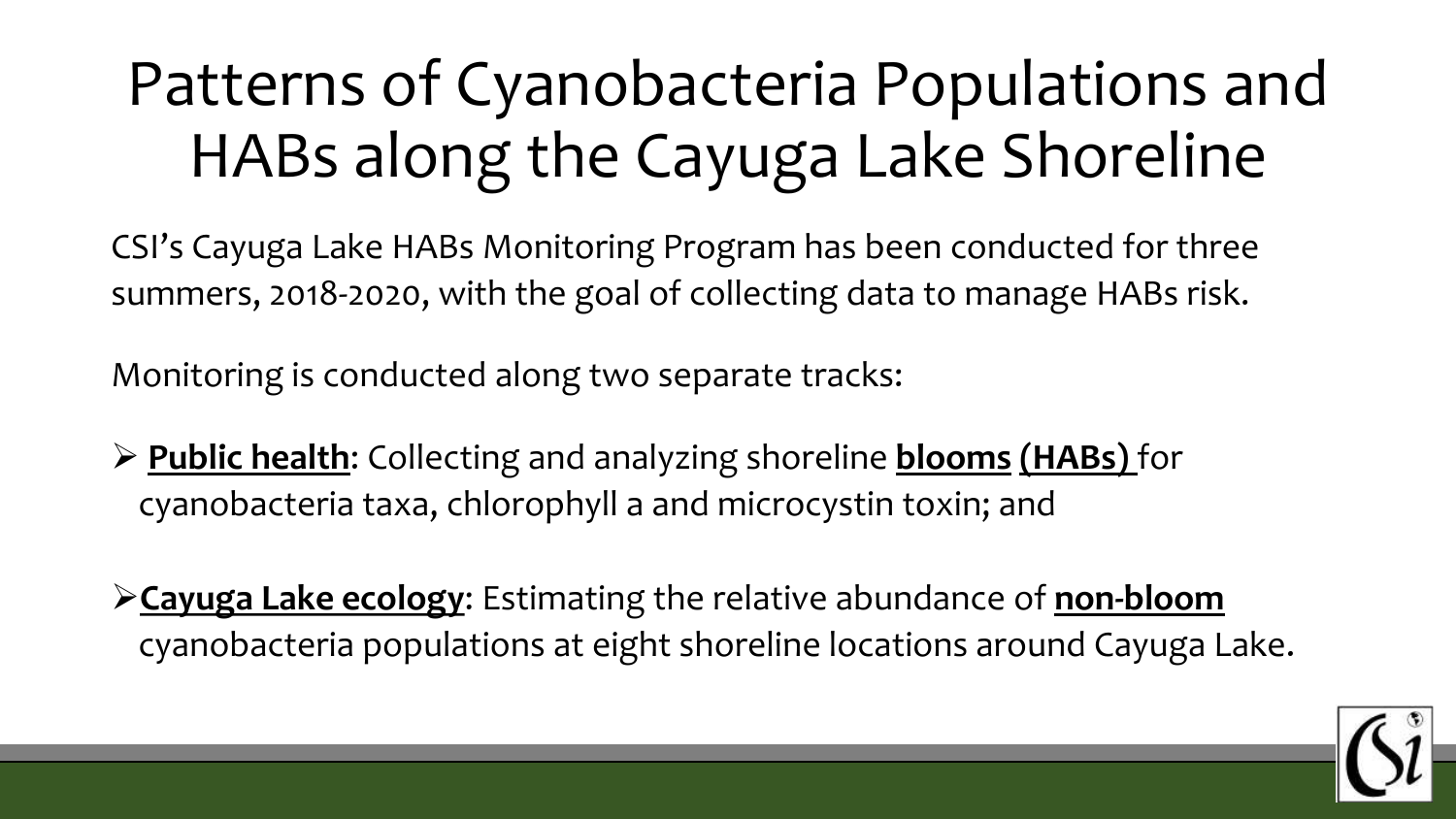# Patterns of Cyanobacteria Populations and HABs along the Cayuga Lake Shoreline

CSI's Cayuga Lake HABs Monitoring Program has been conducted for three summers, 2018-2020, with the goal of collecting data to manage HABs risk.

Monitoring is conducted along two separate tracks:

- **Public health**: Collecting and analyzing shoreline **blooms (HABs)** for cyanobacteria taxa, chlorophyll a and microcystin toxin; and
- **Cayuga Lake ecology**: Estimating the relative abundance of **non-bloom** cyanobacteria populations at eight shoreline locations around Cayuga Lake.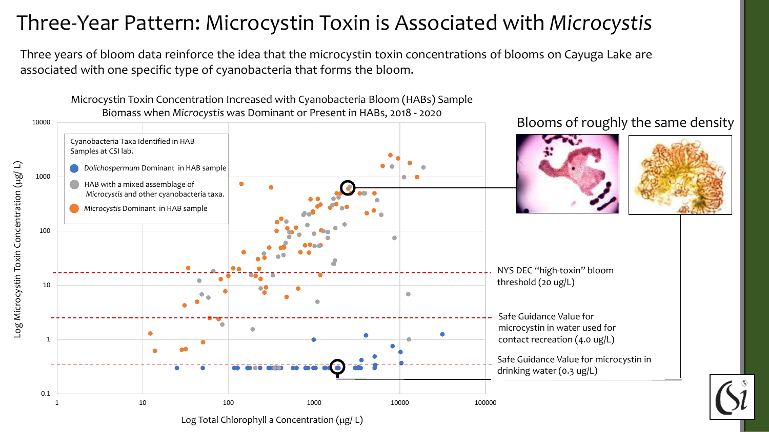# Three-Year Pattern: Microcystin Toxin is Associated with *Microcystis*

Three years of bloom data reinforce the idea that the microcystin toxin concentrations of blooms on Cayuga Lake are associated with one specific type of cyanobacteria that forms the bloom.

Microcystin Toxin Concentration Increased with Cyanobacteria Bloom (HABs) Sample Biomass when *Microcystis* was Dominant or Present in HABs, 2018 - 2020

Cyanobacteria Taxa Identified in HAB Samples at CSI lab.

- *Dolichospermum* Dominant in HAB sample
- HAB with a mixed assemblage of *Microcystis* and other cyanobacteria taxa.
- *Microcystis* Dominant in HAB sample

Log Microcystin Toxin Concentration (µg/ L)

Log Total Chlorophyll a Concentration (µg/ L)

NYS DEC "high-toxin" bloom threshold (20 ug/L)

Safe Guidance Value for microcystin in water used for contact recreation (4.0 ug/L)

Safe Guidance Value for microcystin in drinking water (0.3 ug/L)

Blooms of roughly the same density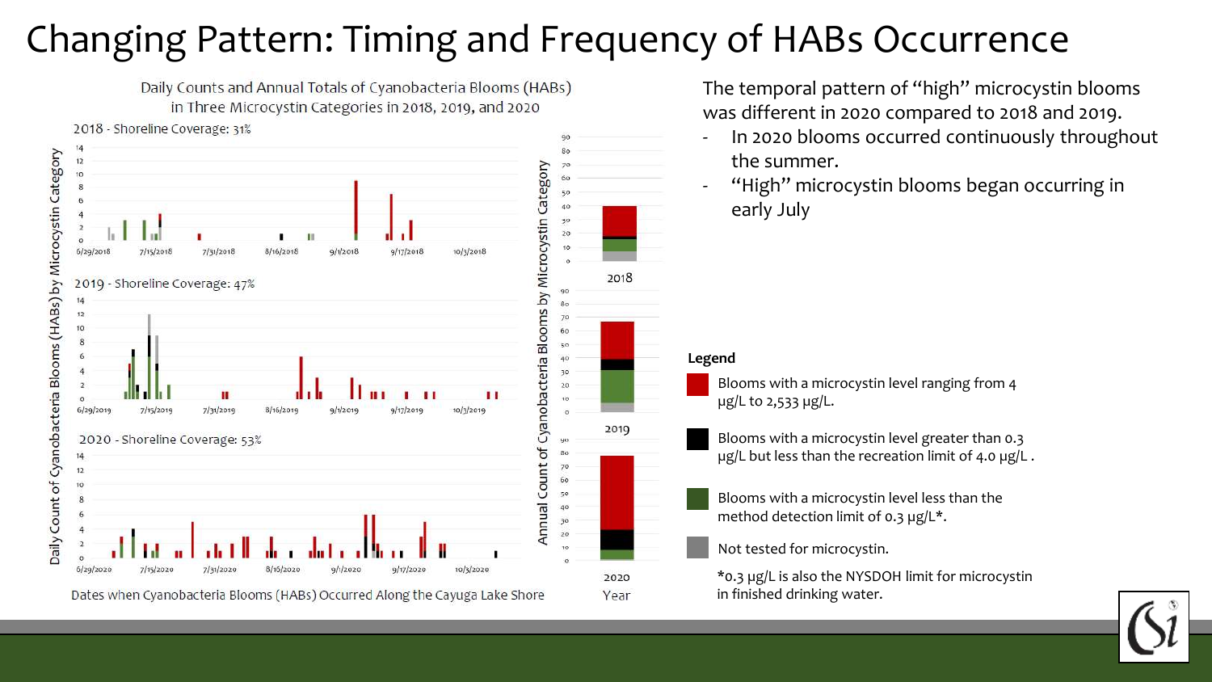# Changing Pattern: Timing and Frequency of HABs Occurrence

Daily Counts and Annual Totals of Cyanobacteria Blooms (HABs) in Three Microcystin Categories in 2018, 2019, and 2020

2018 - Shoreline Coverage: 31%

2019 - Shoreline Coverage: 47%

2020 - Shoreline Coverage: 53%

Daily Count of Cyanobacteria Blooms (HABs) by Microcystin Category

Annual Count of Cyanobacteria Blooms by Microcystin Category

Dates when Cyanobacteria Blooms (HABs) Occurred Along the Cayuga Lake Shore

Year

The temporal pattern of "high" microcystin blooms was different in 2020 compared to 2018 and 2019.

- In 2020 blooms occurred continuously throughout the summer.
- "High" microcystin blooms began occurring in early July

**Legend**

- Blooms with a microcystin level ranging from 4 µg/L to 2,533 µg/L.
- Blooms with a microcystin level greater than 0.3 µg/L but less than the recreation limit of 4.0 µg/L .
- Blooms with a microcystin level less than the method detection limit of 0.3 µg/L*.
- Not tested for microcystin.

*0.3 µg/L is also the NYSDOH limit for microcystin in finished drinking water.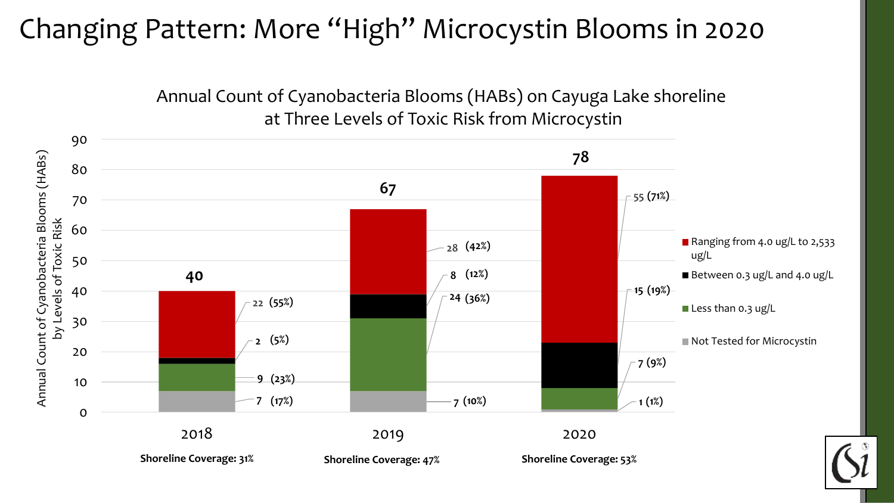# Changing Pattern: More "High" Microcystin Blooms in 2020

Annual Count of Cyanobacteria Blooms (HABs) on Cayuga Lake shoreline at Three Levels of Toxic Risk from Microcystin

| Level of Toxic Risk | 2018 | 2019 | 2020 |
| --- | --- | --- | --- |
| Ranging from 4.0 ug/L to 2,533 ug/L | 22 (55%) | 28 (42%) | 55 (71%) |
| Between 0.3 ug/L and 4.0 ug/L | 2 (5%) | 8 (12%) | 15 (19%) |
| Less than 0.3 ug/L | 9 (23%) | 24 (36%) | 7 (9%) |
| Not Tested for Microcystin | 7 (17%) | 7 (10%) | 1 (1%) |
| Total | 40 | 67 | 78 |
| Shoreline Coverage | 31% | 47% | 53% |

Y-axis: Annual Count of Cyanobacteria Blooms (HABs) by Levels of Toxic Risk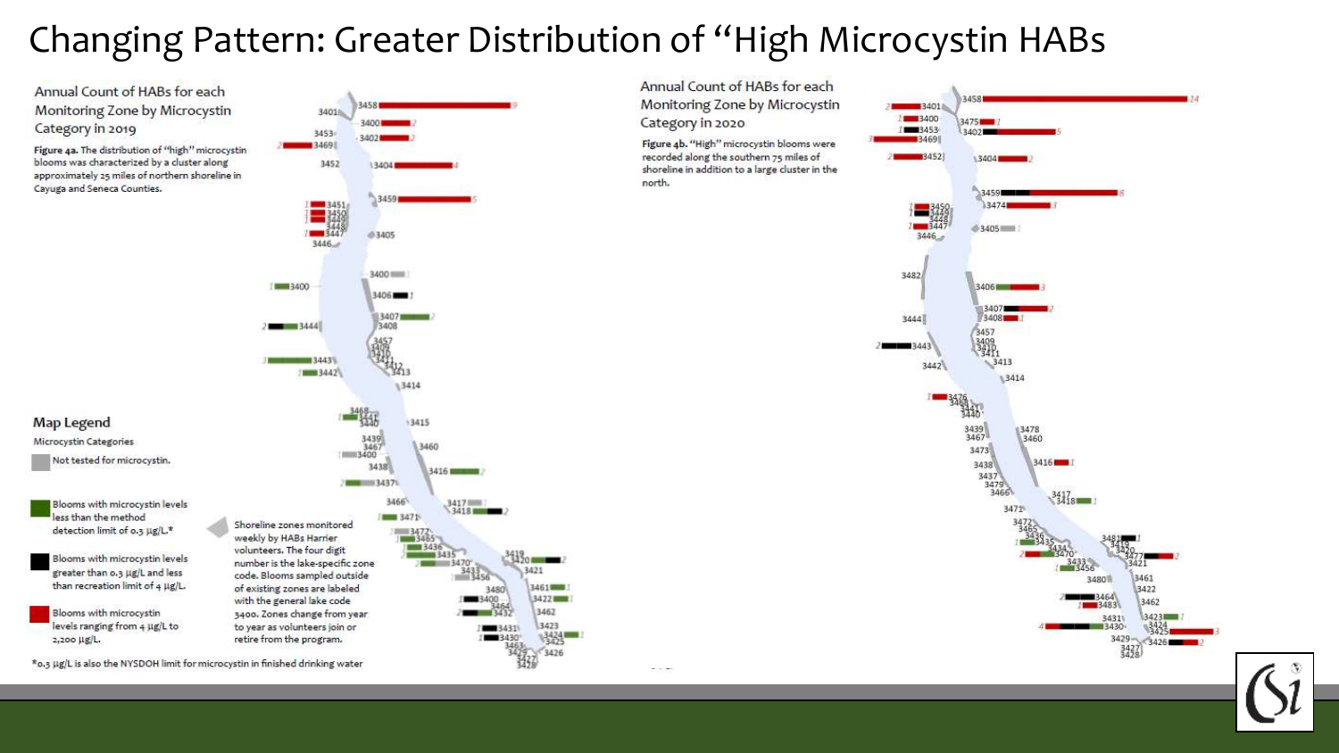# Changing Pattern: Greater Distribution of "High Microcystin HABs

## Annual Count of HABs for each Monitoring Zone by Microcystin Category in 2019

**Figure 4a.** The distribution of "high" microcystin blooms was characterized by a cluster along approximately 25 miles of northern shoreline in Cayuga and Seneca Counties.

## Annual Count of HABs for each Monitoring Zone by Microcystin Category in 2020

**Figure 4b.** "High" microcystin blooms were recorded along the southern 75 miles of shoreline in addition to a large cluster in the north.

### Map Legend

Microcystin Categories

- Not tested for microcystin.
- Blooms with microcystin levels less than the method detection limit of 0.3 µg/L.*
- Blooms with microcystin levels greater than 0.3 µg/L and less than recreation limit of 4 µg/L.
- Blooms with microcystin levels ranging from 4 µg/L to 2,200 µg/L.

Shoreline zones monitored weekly by HABs Harrier volunteers. The four digit number is the lake-specific zone code. Blooms sampled outside of existing zones are labeled with the general lake code 3400. Zones change from year to year as volunteers join or retire from the program.

*0.3 µg/L is also the NYSDOH limit for microcystin in finished drinking water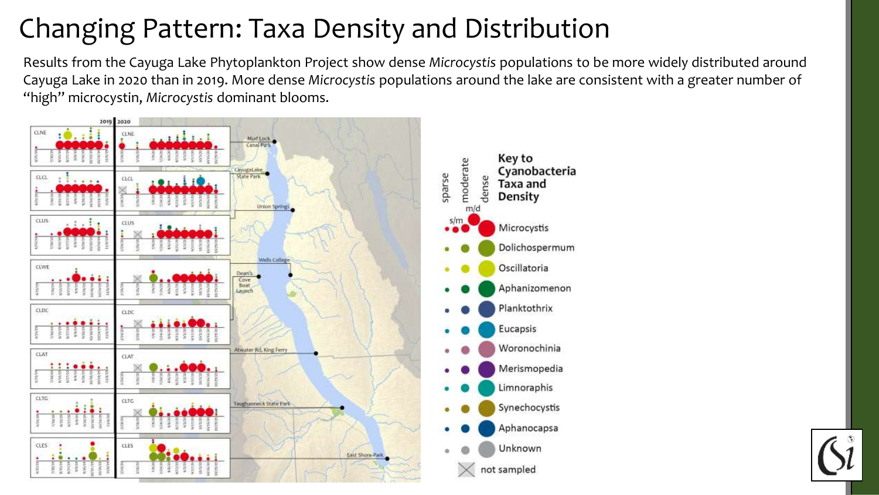# Changing Pattern: Taxa Density and Distribution

Results from the Cayuga Lake Phytoplankton Project show dense *Microcystis* populations to be more widely distributed around Cayuga Lake in 2020 than in 2019. More dense *Microcystis* populations around the lake are consistent with a greater number of "high" microcystin, *Microcystis* dominant blooms.

Key to Cyanobacteria Taxa and Density

sparse, s/m, moderate, m/d, dense

- Microcystis
- Dolichospermum
- Oscillatoria
- Aphanizomenon
- Planktothrix
- Eucapsis
- Woronochinia
- Merismopedia
- Limnoraphis
- Synechocystis
- Aphanocapsa
- Unknown
- not sampled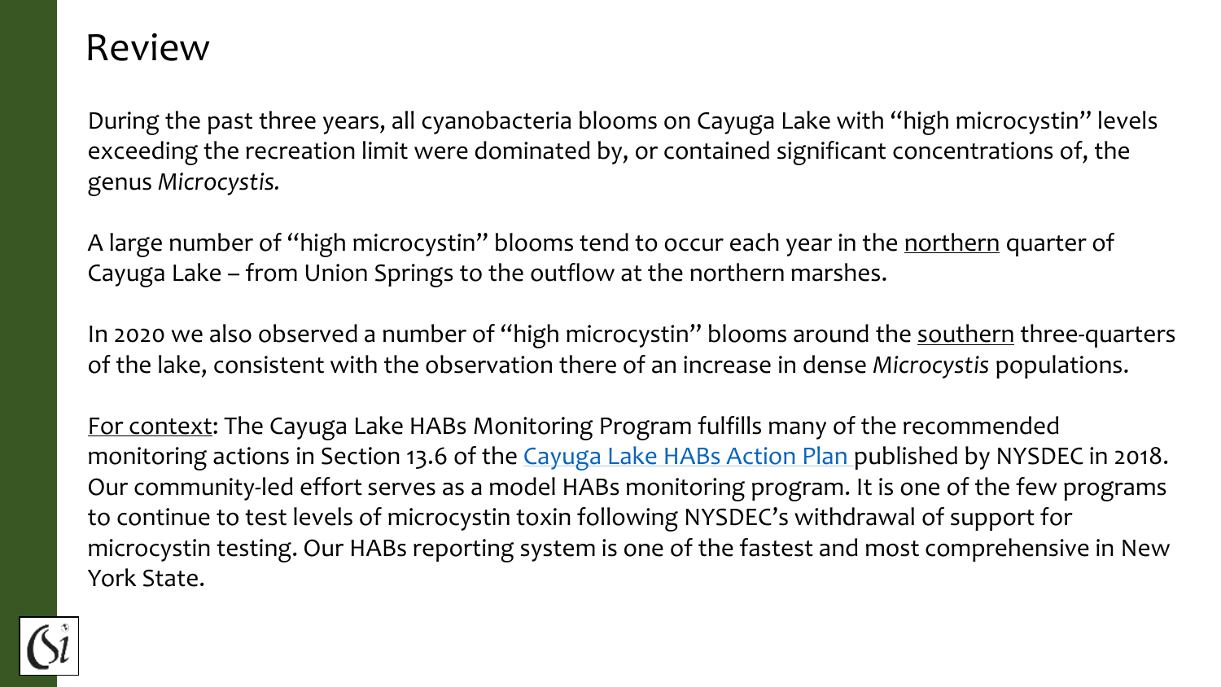# Review

During the past three years, all cyanobacteria blooms on Cayuga Lake with "high microcystin" levels exceeding the recreation limit were dominated by, or contained significant concentrations of, the genus *Microcystis.*

A large number of "high microcystin" blooms tend to occur each year in the northern quarter of Cayuga Lake – from Union Springs to the outflow at the northern marshes.

In 2020 we also observed a number of "high microcystin" blooms around the southern three-quarters of the lake, consistent with the observation there of an increase in dense *Microcystis* populations.

For context: The Cayuga Lake HABs Monitoring Program fulfills many of the recommended monitoring actions in Section 13.6 of the Cayuga Lake HABs Action Plan published by NYSDEC in 2018. Our community-led effort serves as a model HABs monitoring program. It is one of the few programs to continue to test levels of microcystin toxin following NYSDEC's withdrawal of support for microcystin testing. Our HABs reporting system is one of the fastest and most comprehensive in New York State.